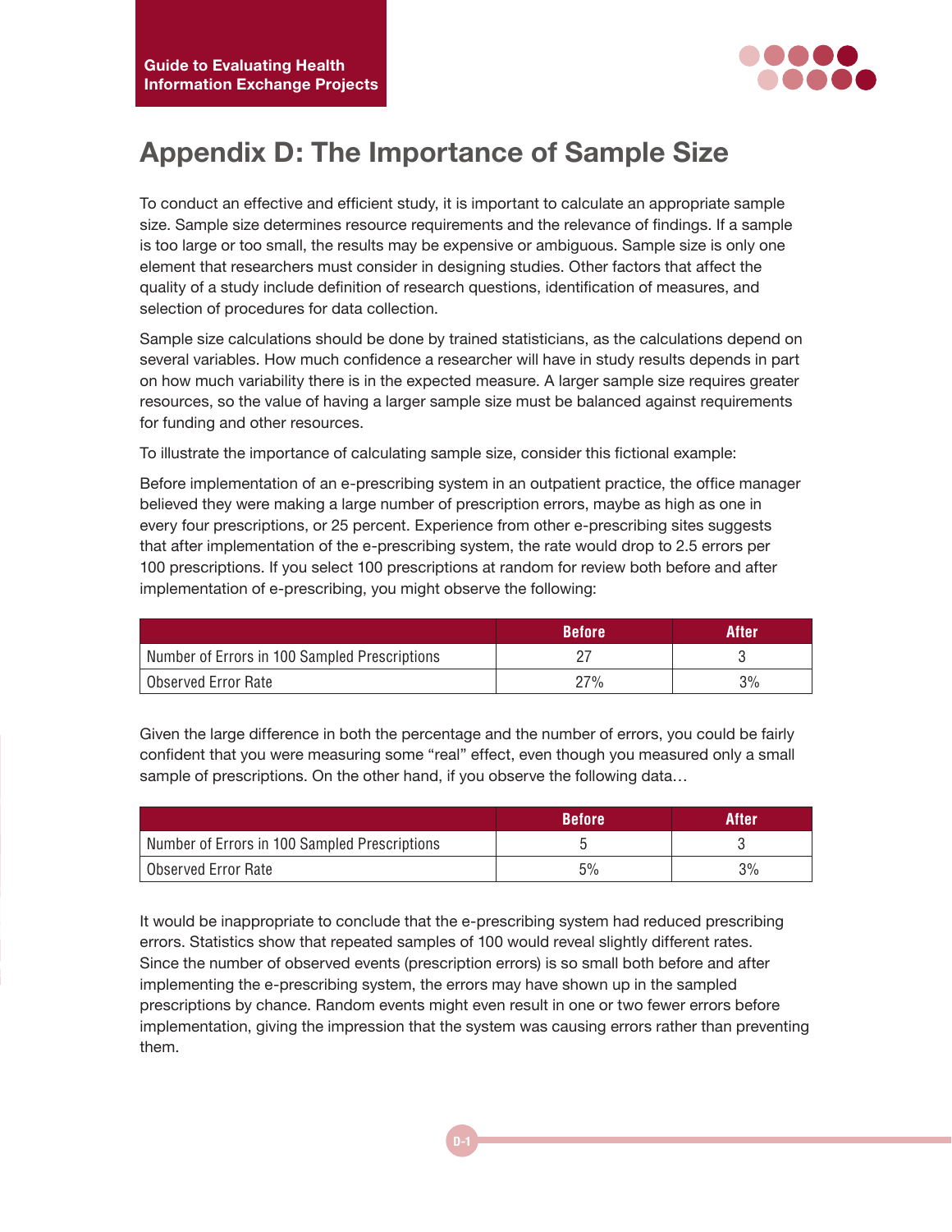# Appendix D: The Importance of Sample Size

To conduct an effective and efficient study, it is important to calculate an appropriate sample size. Sample size determines resource requirements and the relevance of findings. If a sample is too large or too small, the results may be expensive or ambiguous. Sample size is only one element that researchers must consider in designing studies. Other factors that affect the quality of a study include definition of research questions, identification of measures, and selection of procedures for data collection.

Sample size calculations should be done by trained statisticians, as the calculations depend on several variables. How much confidence a researcher will have in study results depends in part on how much variability there is in the expected measure. A larger sample size requires greater resources, so the value of having a larger sample size must be balanced against requirements for funding and other resources.

To illustrate the importance of calculating sample size, consider this fictional example:

Before implementation of an e-prescribing system in an outpatient practice, the office manager believed they were making a large number of prescription errors, maybe as high as one in every four prescriptions, or 25 percent. Experience from other e-prescribing sites suggests that after implementation of the e-prescribing system, the rate would drop to 2.5 errors per 100 prescriptions. If you select 100 prescriptions at random for review both before and after implementation of e-prescribing, you might observe the following:

| | Before | After |
|---|---|---|
| Number of Errors in 100 Sampled Prescriptions | 27 | 3 |
| Observed Error Rate | 27% | 3% |

Given the large difference in both the percentage and the number of errors, you could be fairly confident that you were measuring some "real" effect, even though you measured only a small sample of prescriptions. On the other hand, if you observe the following data…

| | Before | After |
|---|---|---|
| Number of Errors in 100 Sampled Prescriptions | 5 | 3 |
| Observed Error Rate | 5% | 3% |

It would be inappropriate to conclude that the e-prescribing system had reduced prescribing errors. Statistics show that repeated samples of 100 would reveal slightly different rates. Since the number of observed events (prescription errors) is so small both before and after implementing the e-prescribing system, the errors may have shown up in the sampled prescriptions by chance. Random events might even result in one or two fewer errors before implementation, giving the impression that the system was causing errors rather than preventing them.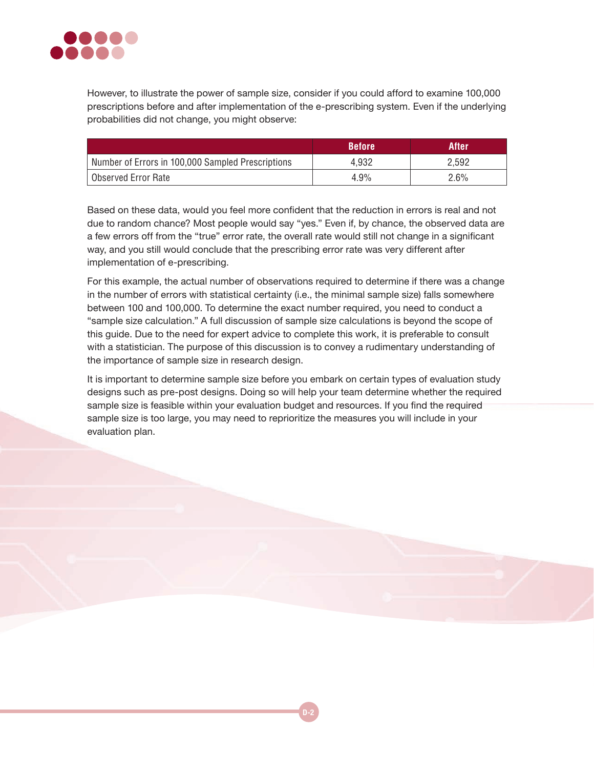However, to illustrate the power of sample size, consider if you could afford to examine 100,000 prescriptions before and after implementation of the e-prescribing system. Even if the underlying probabilities did not change, you might observe:

| | Before | After |
|---|---|---|
| Number of Errors in 100,000 Sampled Prescriptions | 4,932 | 2,592 |
| Observed Error Rate | 4.9% | 2.6% |

Based on these data, would you feel more confident that the reduction in errors is real and not due to random chance? Most people would say "yes." Even if, by chance, the observed data are a few errors off from the "true" error rate, the overall rate would still not change in a significant way, and you still would conclude that the prescribing error rate was very different after implementation of e-prescribing.

For this example, the actual number of observations required to determine if there was a change in the number of errors with statistical certainty (i.e., the minimal sample size) falls somewhere between 100 and 100,000. To determine the exact number required, you need to conduct a "sample size calculation." A full discussion of sample size calculations is beyond the scope of this guide. Due to the need for expert advice to complete this work, it is preferable to consult with a statistician. The purpose of this discussion is to convey a rudimentary understanding of the importance of sample size in research design.

It is important to determine sample size before you embark on certain types of evaluation study designs such as pre-post designs. Doing so will help your team determine whether the required sample size is feasible within your evaluation budget and resources. If you find the required sample size is too large, you may need to reprioritize the measures you will include in your evaluation plan.